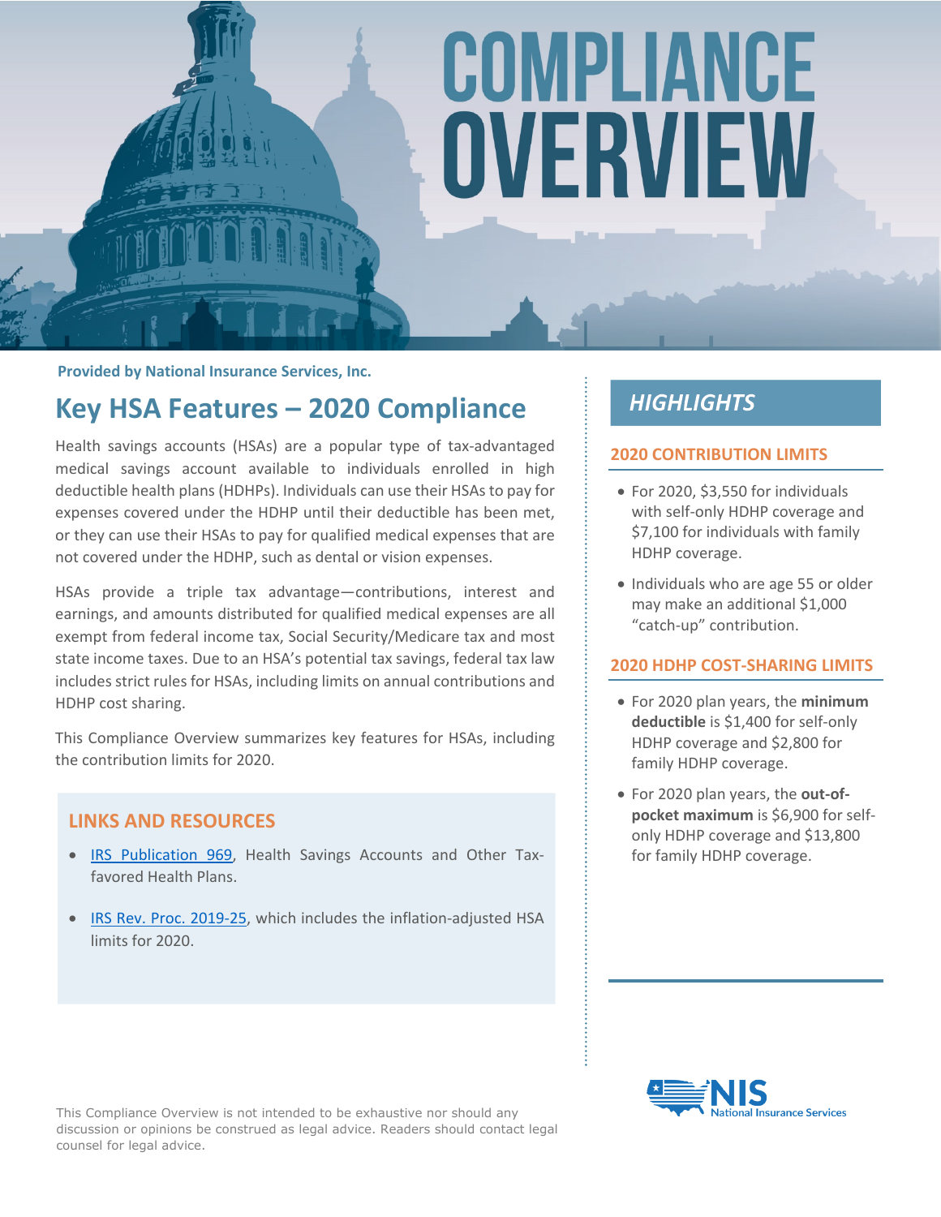# COMPLIANCE OVERVIEW

**Provided by National Insurance Services, Inc.**

## Key HSA Features – 2020 Compliance

Health savings accounts (HSAs) are a popular type of tax-advantaged medical savings account available to individuals enrolled in high deductible health plans (HDHPs). Individuals can use their HSAs to pay for expenses covered under the HDHP until their deductible has been met, or they can use their HSAs to pay for qualified medical expenses that are not covered under the HDHP, such as dental or vision expenses.

HSAs provide a triple tax advantage—contributions, interest and earnings, and amounts distributed for qualified medical expenses are all exempt from federal income tax, Social Security/Medicare tax and most state income taxes. Due to an HSA's potential tax savings, federal tax law includes strict rules for HSAs, including limits on annual contributions and HDHP cost sharing.

This Compliance Overview summarizes key features for HSAs, including the contribution limits for 2020.

### LINKS AND RESOURCES

- IRS Publication 969, Health Savings Accounts and Other Tax-favored Health Plans.
- IRS Rev. Proc. 2019-25, which includes the inflation-adjusted HSA limits for 2020.

## HIGHLIGHTS

### 2020 CONTRIBUTION LIMITS

- For 2020, $3,550 for individuals with self-only HDHP coverage and $7,100 for individuals with family HDHP coverage.
- Individuals who are age 55 or older may make an additional $1,000 "catch-up" contribution.

### 2020 HDHP COST-SHARING LIMITS

- For 2020 plan years, the **minimum deductible** is $1,400 for self-only HDHP coverage and $2,800 for family HDHP coverage.
- For 2020 plan years, the **out-of-pocket maximum** is $6,900 for self-only HDHP coverage and $13,800 for family HDHP coverage.

NIS National Insurance Services

This Compliance Overview is not intended to be exhaustive nor should any discussion or opinions be construed as legal advice. Readers should contact legal counsel for legal advice.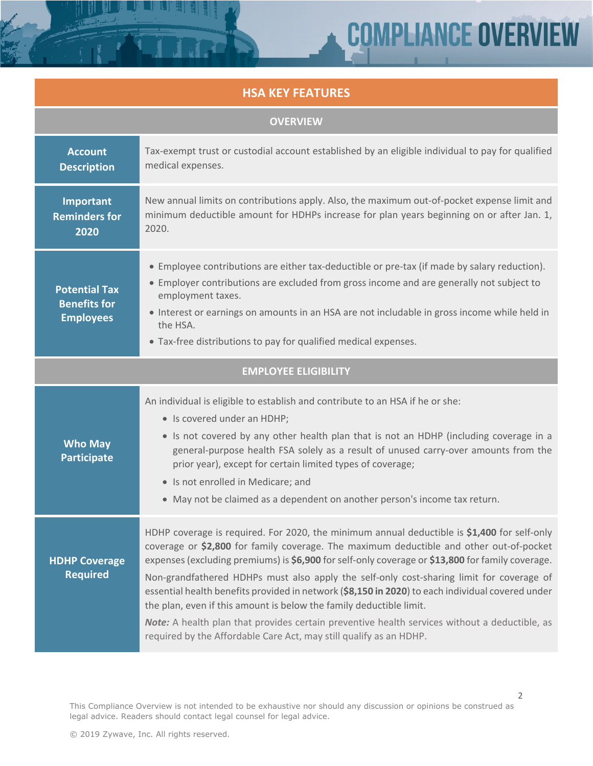## HSA KEY FEATURES

### OVERVIEW

| | |
|---|---|
| **Account Description** | Tax-exempt trust or custodial account established by an eligible individual to pay for qualified medical expenses. |
| **Important Reminders for 2020** | New annual limits on contributions apply. Also, the maximum out-of-pocket expense limit and minimum deductible amount for HDHPs increase for plan years beginning on or after Jan. 1, 2020. |
| **Potential Tax Benefits for Employees** | • Employee contributions are either tax-deductible or pre-tax (if made by salary reduction).<br>• Employer contributions are excluded from gross income and are generally not subject to employment taxes.<br>• Interest or earnings on amounts in an HSA are not includable in gross income while held in the HSA.<br>• Tax-free distributions to pay for qualified medical expenses. |

### EMPLOYEE ELIGIBILITY

| | |
|---|---|
| **Who May Participate** | An individual is eligible to establish and contribute to an HSA if he or she:<br>• Is covered under an HDHP;<br>• Is not covered by any other health plan that is not an HDHP (including coverage in a general-purpose health FSA solely as a result of unused carry-over amounts from the prior year), except for certain limited types of coverage;<br>• Is not enrolled in Medicare; and<br>• May not be claimed as a dependent on another person's income tax return. |
| **HDHP Coverage Required** | HDHP coverage is required. For 2020, the minimum annual deductible is **$1,400** for self-only coverage or **$2,800** for family coverage. The maximum deductible and other out-of-pocket expenses (excluding premiums) is **$6,900** for self-only coverage or **$13,800** for family coverage.<br>Non-grandfathered HDHPs must also apply the self-only cost-sharing limit for coverage of essential health benefits provided in network (**$8,150 in 2020**) to each individual covered under the plan, even if this amount is below the family deductible limit.<br>***Note:*** A health plan that provides certain preventive health services without a deductible, as required by the Affordable Care Act, may still qualify as an HDHP. |

This Compliance Overview is not intended to be exhaustive nor should any discussion or opinions be construed as legal advice. Readers should contact legal counsel for legal advice.

© 2019 Zywave, Inc. All rights reserved.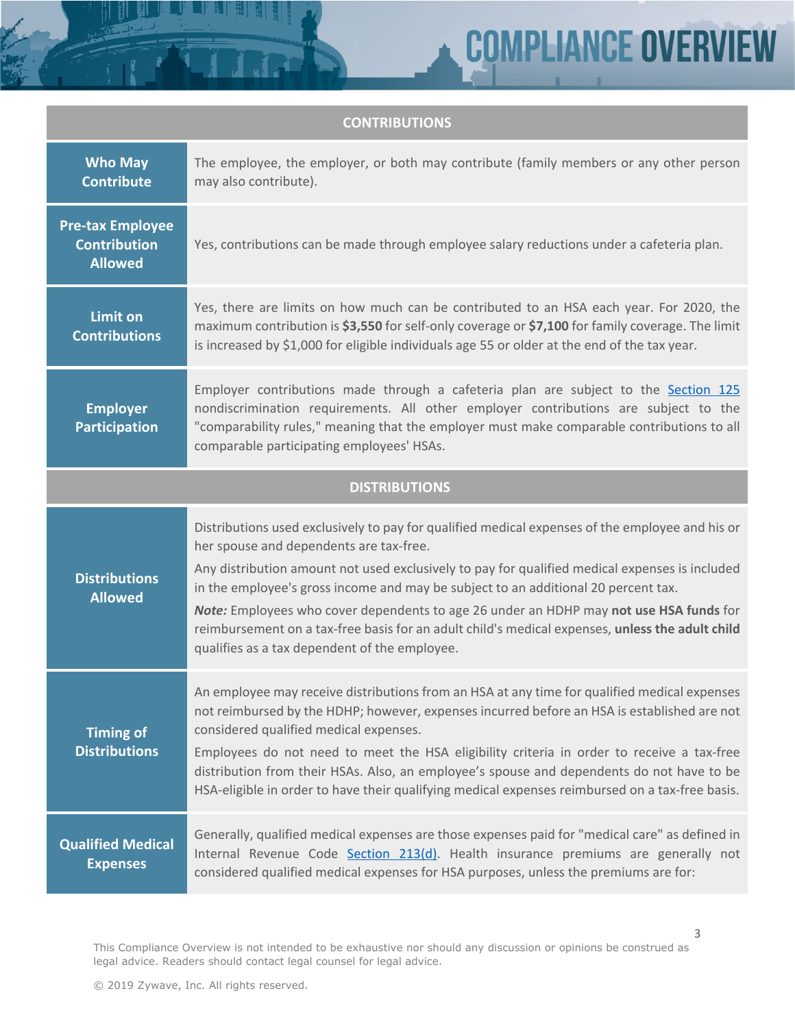| CONTRIBUTIONS | |
|---|---|
| **Who May Contribute** | The employee, the employer, or both may contribute (family members or any other person may also contribute). |
| **Pre-tax Employee Contribution Allowed** | Yes, contributions can be made through employee salary reductions under a cafeteria plan. |
| **Limit on Contributions** | Yes, there are limits on how much can be contributed to an HSA each year. For 2020, the maximum contribution is **$3,550** for self-only coverage or **$7,100** for family coverage. The limit is increased by $1,000 for eligible individuals age 55 or older at the end of the tax year. |
| **Employer Participation** | Employer contributions made through a cafeteria plan are subject to the Section 125 nondiscrimination requirements. All other employer contributions are subject to the "comparability rules," meaning that the employer must make comparable contributions to all comparable participating employees' HSAs. |
| **DISTRIBUTIONS** | |
| **Distributions Allowed** | Distributions used exclusively to pay for qualified medical expenses of the employee and his or her spouse and dependents are tax-free.<br><br>Any distribution amount not used exclusively to pay for qualified medical expenses is included in the employee's gross income and may be subject to an additional 20 percent tax.<br><br>***Note:*** Employees who cover dependents to age 26 under an HDHP may **not use HSA funds** for reimbursement on a tax-free basis for an adult child's medical expenses, **unless the adult child** qualifies as a tax dependent of the employee. |
| **Timing of Distributions** | An employee may receive distributions from an HSA at any time for qualified medical expenses not reimbursed by the HDHP; however, expenses incurred before an HSA is established are not considered qualified medical expenses.<br><br>Employees do not need to meet the HSA eligibility criteria in order to receive a tax-free distribution from their HSAs. Also, an employee's spouse and dependents do not have to be HSA-eligible in order to have their qualifying medical expenses reimbursed on a tax-free basis. |
| **Qualified Medical Expenses** | Generally, qualified medical expenses are those expenses paid for "medical care" as defined in Internal Revenue Code Section 213(d). Health insurance premiums are generally not considered qualified medical expenses for HSA purposes, unless the premiums are for: |

This Compliance Overview is not intended to be exhaustive nor should any discussion or opinions be construed as legal advice. Readers should contact legal counsel for legal advice.

© 2019 Zywave, Inc. All rights reserved.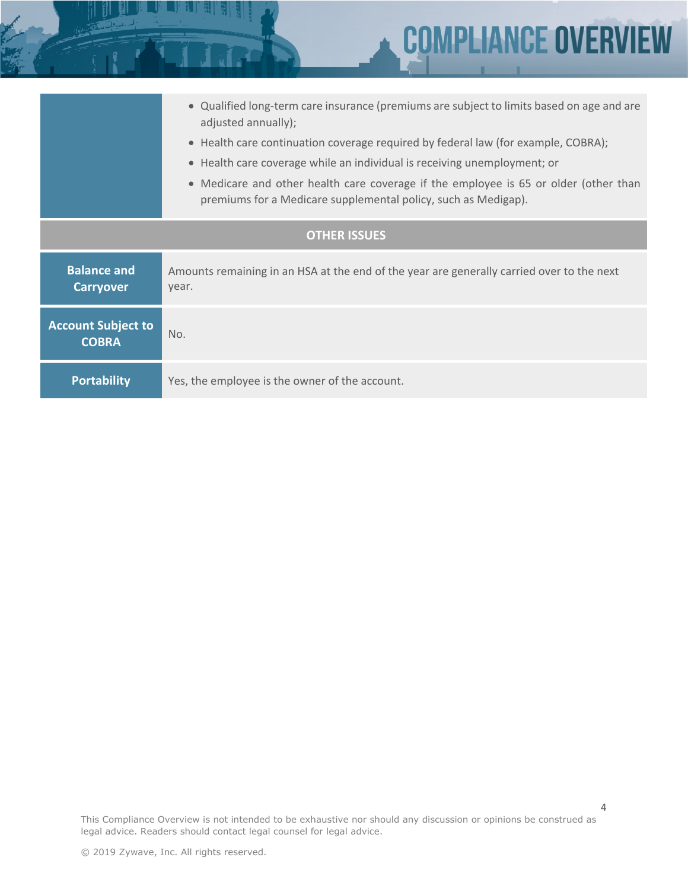| | |
|---|---|
| | • Qualified long-term care insurance (premiums are subject to limits based on age and are adjusted annually);<br>• Health care continuation coverage required by federal law (for example, COBRA);<br>• Health care coverage while an individual is receiving unemployment; or<br>• Medicare and other health care coverage if the employee is 65 or older (other than premiums for a Medicare supplemental policy, such as Medigap). |
| **OTHER ISSUES** | |
| **Balance and Carryover** | Amounts remaining in an HSA at the end of the year are generally carried over to the next year. |
| **Account Subject to COBRA** | No. |
| **Portability** | Yes, the employee is the owner of the account. |

This Compliance Overview is not intended to be exhaustive nor should any discussion or opinions be construed as legal advice. Readers should contact legal counsel for legal advice.

© 2019 Zywave, Inc. All rights reserved.